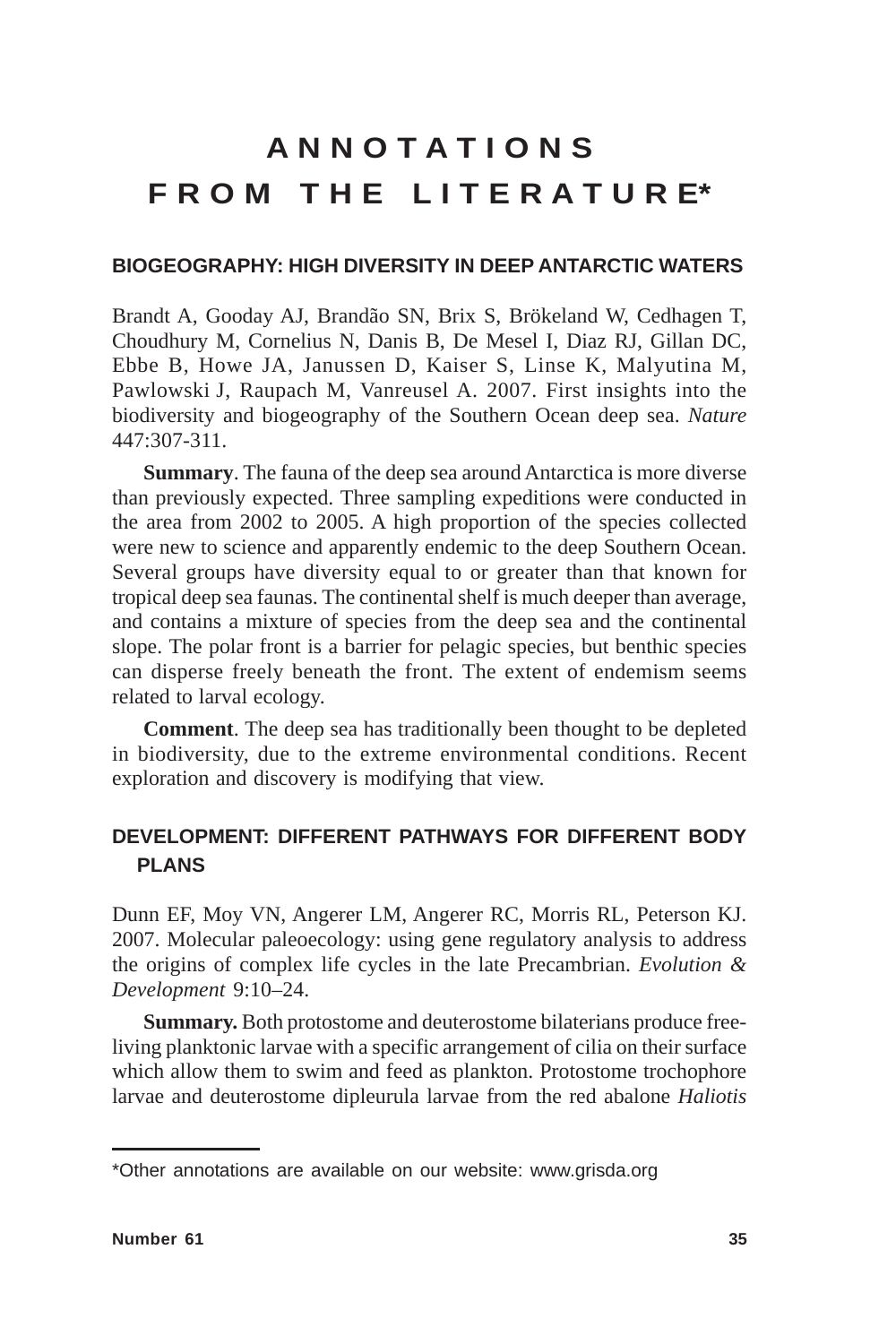# ANNOTATIONS FROM THE LITERATURE*

## BIOGEOGRAPHY: HIGH DIVERSITY IN DEEP ANTARCTIC WATERS

Brandt A, Gooday AJ, Brandão SN, Brix S, Brökeland W, Cedhagen T, Choudhury M, Cornelius N, Danis B, De Mesel I, Diaz RJ, Gillan DC, Ebbe B, Howe JA, Janussen D, Kaiser S, Linse K, Malyutina M, Pawlowski J, Raupach M, Vanreusel A. 2007. First insights into the biodiversity and biogeography of the Southern Ocean deep sea. *Nature* 447:307-311.

**Summary**. The fauna of the deep sea around Antarctica is more diverse than previously expected. Three sampling expeditions were conducted in the area from 2002 to 2005. A high proportion of the species collected were new to science and apparently endemic to the deep Southern Ocean. Several groups have diversity equal to or greater than that known for tropical deep sea faunas. The continental shelf is much deeper than average, and contains a mixture of species from the deep sea and the continental slope. The polar front is a barrier for pelagic species, but benthic species can disperse freely beneath the front. The extent of endemism seems related to larval ecology.

**Comment**. The deep sea has traditionally been thought to be depleted in biodiversity, due to the extreme environmental conditions. Recent exploration and discovery is modifying that view.

## DEVELOPMENT: DIFFERENT PATHWAYS FOR DIFFERENT BODY PLANS

Dunn EF, Moy VN, Angerer LM, Angerer RC, Morris RL, Peterson KJ. 2007. Molecular paleoecology: using gene regulatory analysis to address the origins of complex life cycles in the late Precambrian. *Evolution & Development* 9:10–24.

**Summary.** Both protostome and deuterostome bilaterians produce free-living planktonic larvae with a specific arrangement of cilia on their surface which allow them to swim and feed as plankton. Protostome trochophore larvae and deuterostome dipleurula larvae from the red abalone *Haliotis*

*Other annotations are available on our website: www.grisda.org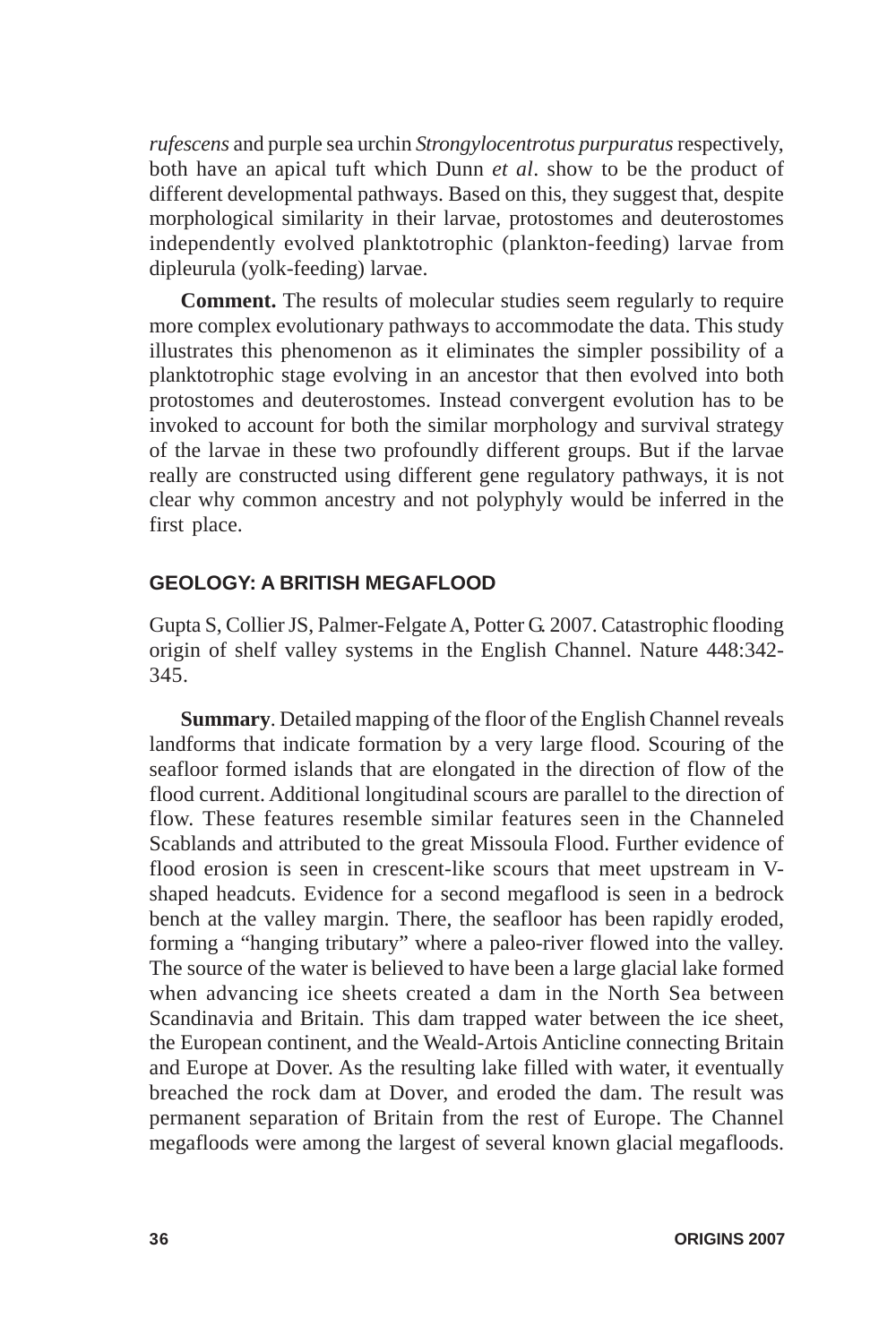*rufescens* and purple sea urchin *Strongylocentrotus purpuratus* respectively, both have an apical tuft which Dunn *et al*. show to be the product of different developmental pathways. Based on this, they suggest that, despite morphological similarity in their larvae, protostomes and deuterostomes independently evolved planktotrophic (plankton-feeding) larvae from dipleurula (yolk-feeding) larvae.

**Comment.** The results of molecular studies seem regularly to require more complex evolutionary pathways to accommodate the data. This study illustrates this phenomenon as it eliminates the simpler possibility of a planktotrophic stage evolving in an ancestor that then evolved into both protostomes and deuterostomes. Instead convergent evolution has to be invoked to account for both the similar morphology and survival strategy of the larvae in these two profoundly different groups. But if the larvae really are constructed using different gene regulatory pathways, it is not clear why common ancestry and not polyphyly would be inferred in the first place.

## GEOLOGY: A BRITISH MEGAFLOOD

Gupta S, Collier JS, Palmer-Felgate A, Potter G. 2007. Catastrophic flooding origin of shelf valley systems in the English Channel. Nature 448:342-345.

**Summary**. Detailed mapping of the floor of the English Channel reveals landforms that indicate formation by a very large flood. Scouring of the seafloor formed islands that are elongated in the direction of flow of the flood current. Additional longitudinal scours are parallel to the direction of flow. These features resemble similar features seen in the Channeled Scablands and attributed to the great Missoula Flood. Further evidence of flood erosion is seen in crescent-like scours that meet upstream in V-shaped headcuts. Evidence for a second megaflood is seen in a bedrock bench at the valley margin. There, the seafloor has been rapidly eroded, forming a "hanging tributary" where a paleo-river flowed into the valley. The source of the water is believed to have been a large glacial lake formed when advancing ice sheets created a dam in the North Sea between Scandinavia and Britain. This dam trapped water between the ice sheet, the European continent, and the Weald-Artois Anticline connecting Britain and Europe at Dover. As the resulting lake filled with water, it eventually breached the rock dam at Dover, and eroded the dam. The result was permanent separation of Britain from the rest of Europe. The Channel megafloods were among the largest of several known glacial megafloods.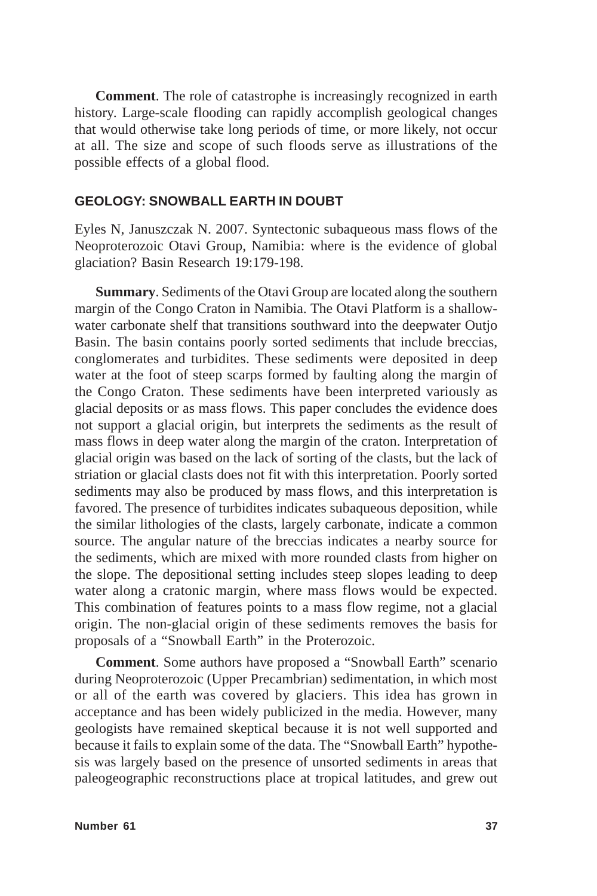**Comment**. The role of catastrophe is increasingly recognized in earth history. Large-scale flooding can rapidly accomplish geological changes that would otherwise take long periods of time, or more likely, not occur at all. The size and scope of such floods serve as illustrations of the possible effects of a global flood.

## GEOLOGY: SNOWBALL EARTH IN DOUBT

Eyles N, Januszczak N. 2007. Syntectonic subaqueous mass flows of the Neoproterozoic Otavi Group, Namibia: where is the evidence of global glaciation? Basin Research 19:179-198.

**Summary**. Sediments of the Otavi Group are located along the southern margin of the Congo Craton in Namibia. The Otavi Platform is a shallow-water carbonate shelf that transitions southward into the deepwater Outjo Basin. The basin contains poorly sorted sediments that include breccias, conglomerates and turbidites. These sediments were deposited in deep water at the foot of steep scarps formed by faulting along the margin of the Congo Craton. These sediments have been interpreted variously as glacial deposits or as mass flows. This paper concludes the evidence does not support a glacial origin, but interprets the sediments as the result of mass flows in deep water along the margin of the craton. Interpretation of glacial origin was based on the lack of sorting of the clasts, but the lack of striation or glacial clasts does not fit with this interpretation. Poorly sorted sediments may also be produced by mass flows, and this interpretation is favored. The presence of turbidites indicates subaqueous deposition, while the similar lithologies of the clasts, largely carbonate, indicate a common source. The angular nature of the breccias indicates a nearby source for the sediments, which are mixed with more rounded clasts from higher on the slope. The depositional setting includes steep slopes leading to deep water along a cratonic margin, where mass flows would be expected. This combination of features points to a mass flow regime, not a glacial origin. The non-glacial origin of these sediments removes the basis for proposals of a "Snowball Earth" in the Proterozoic.

**Comment**. Some authors have proposed a "Snowball Earth" scenario during Neoproterozoic (Upper Precambrian) sedimentation, in which most or all of the earth was covered by glaciers. This idea has grown in acceptance and has been widely publicized in the media. However, many geologists have remained skeptical because it is not well supported and because it fails to explain some of the data. The "Snowball Earth" hypothesis was largely based on the presence of unsorted sediments in areas that paleogeographic reconstructions place at tropical latitudes, and grew out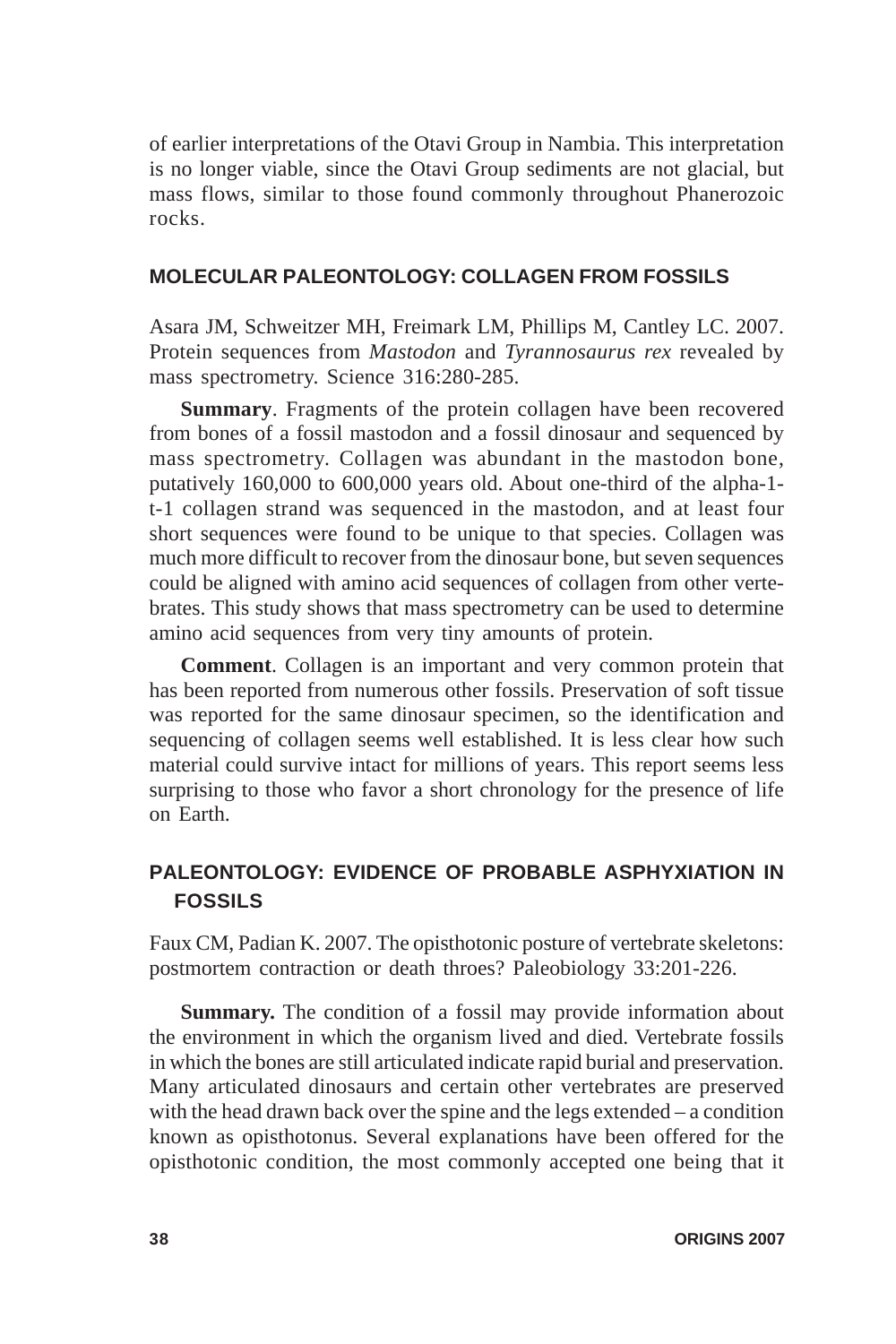of earlier interpretations of the Otavi Group in Nambia. This interpretation is no longer viable, since the Otavi Group sediments are not glacial, but mass flows, similar to those found commonly throughout Phanerozoic rocks.

## MOLECULAR PALEONTOLOGY: COLLAGEN FROM FOSSILS

Asara JM, Schweitzer MH, Freimark LM, Phillips M, Cantley LC. 2007. Protein sequences from *Mastodon* and *Tyrannosaurus rex* revealed by mass spectrometry. Science 316:280-285.

**Summary**. Fragments of the protein collagen have been recovered from bones of a fossil mastodon and a fossil dinosaur and sequenced by mass spectrometry. Collagen was abundant in the mastodon bone, putatively 160,000 to 600,000 years old. About one-third of the alpha-1-t-1 collagen strand was sequenced in the mastodon, and at least four short sequences were found to be unique to that species. Collagen was much more difficult to recover from the dinosaur bone, but seven sequences could be aligned with amino acid sequences of collagen from other vertebrates. This study shows that mass spectrometry can be used to determine amino acid sequences from very tiny amounts of protein.

**Comment**. Collagen is an important and very common protein that has been reported from numerous other fossils. Preservation of soft tissue was reported for the same dinosaur specimen, so the identification and sequencing of collagen seems well established. It is less clear how such material could survive intact for millions of years. This report seems less surprising to those who favor a short chronology for the presence of life on Earth.

## PALEONTOLOGY: EVIDENCE OF PROBABLE ASPHYXIATION IN FOSSILS

Faux CM, Padian K. 2007. The opisthotonic posture of vertebrate skeletons: postmortem contraction or death throes? Paleobiology 33:201-226.

**Summary.** The condition of a fossil may provide information about the environment in which the organism lived and died. Vertebrate fossils in which the bones are still articulated indicate rapid burial and preservation. Many articulated dinosaurs and certain other vertebrates are preserved with the head drawn back over the spine and the legs extended – a condition known as opisthotonus. Several explanations have been offered for the opisthotonic condition, the most commonly accepted one being that it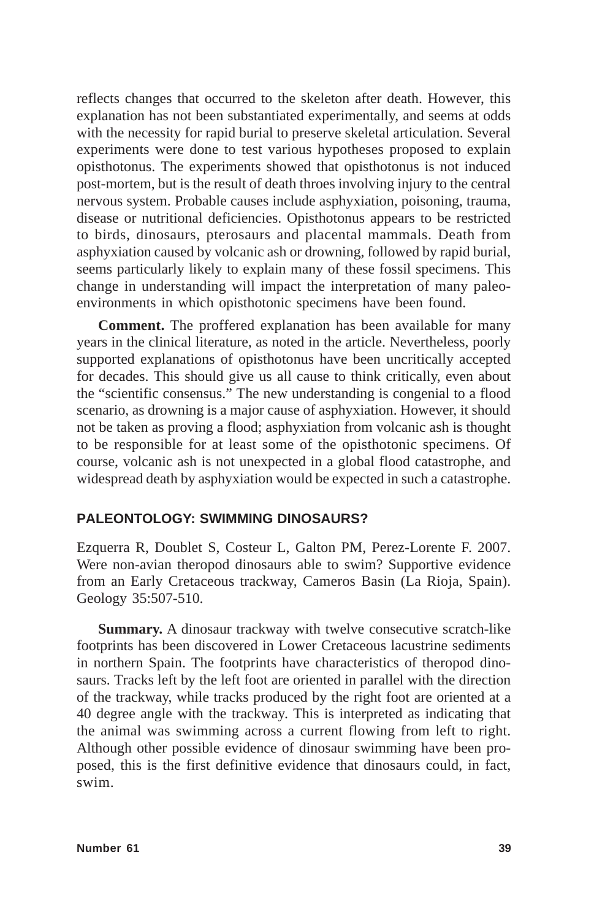reflects changes that occurred to the skeleton after death. However, this explanation has not been substantiated experimentally, and seems at odds with the necessity for rapid burial to preserve skeletal articulation. Several experiments were done to test various hypotheses proposed to explain opisthotonus. The experiments showed that opisthotonus is not induced post-mortem, but is the result of death throes involving injury to the central nervous system. Probable causes include asphyxiation, poisoning, trauma, disease or nutritional deficiencies. Opisthotonus appears to be restricted to birds, dinosaurs, pterosaurs and placental mammals. Death from asphyxiation caused by volcanic ash or drowning, followed by rapid burial, seems particularly likely to explain many of these fossil specimens. This change in understanding will impact the interpretation of many paleoenvironments in which opisthotonic specimens have been found.

**Comment.** The proffered explanation has been available for many years in the clinical literature, as noted in the article. Nevertheless, poorly supported explanations of opisthotonus have been uncritically accepted for decades. This should give us all cause to think critically, even about the "scientific consensus." The new understanding is congenial to a flood scenario, as drowning is a major cause of asphyxiation. However, it should not be taken as proving a flood; asphyxiation from volcanic ash is thought to be responsible for at least some of the opisthotonic specimens. Of course, volcanic ash is not unexpected in a global flood catastrophe, and widespread death by asphyxiation would be expected in such a catastrophe.

## PALEONTOLOGY: SWIMMING DINOSAURS?

Ezquerra R, Doublet S, Costeur L, Galton PM, Perez-Lorente F. 2007. Were non-avian theropod dinosaurs able to swim? Supportive evidence from an Early Cretaceous trackway, Cameros Basin (La Rioja, Spain). Geology 35:507-510.

**Summary.** A dinosaur trackway with twelve consecutive scratch-like footprints has been discovered in Lower Cretaceous lacustrine sediments in northern Spain. The footprints have characteristics of theropod dinosaurs. Tracks left by the left foot are oriented in parallel with the direction of the trackway, while tracks produced by the right foot are oriented at a 40 degree angle with the trackway. This is interpreted as indicating that the animal was swimming across a current flowing from left to right. Although other possible evidence of dinosaur swimming have been proposed, this is the first definitive evidence that dinosaurs could, in fact, swim.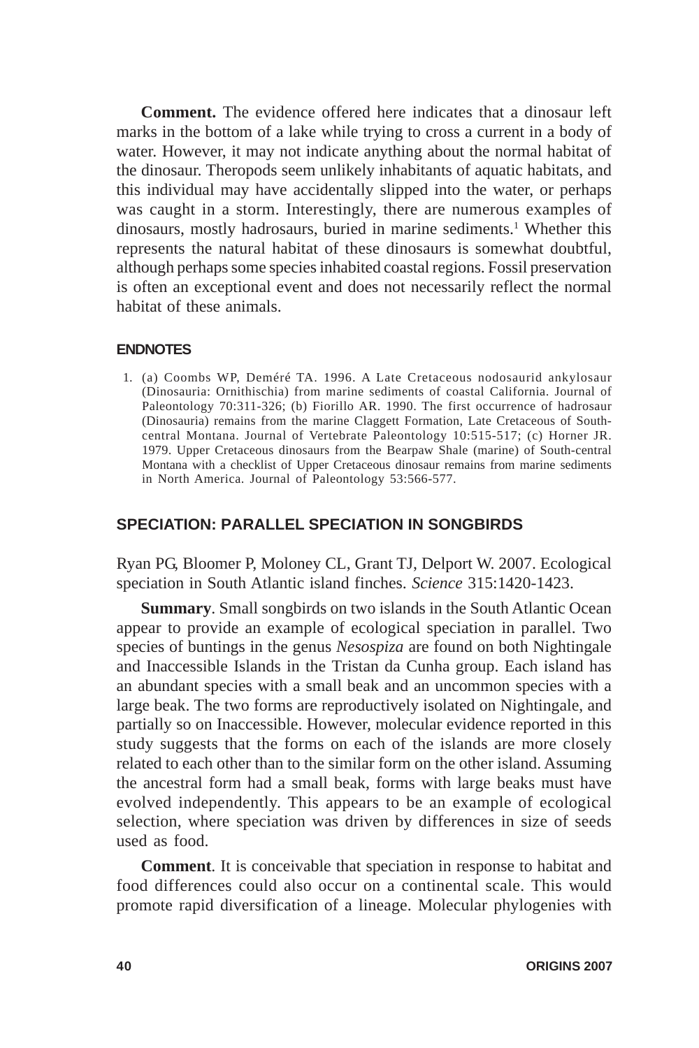**Comment.** The evidence offered here indicates that a dinosaur left marks in the bottom of a lake while trying to cross a current in a body of water. However, it may not indicate anything about the normal habitat of the dinosaur. Theropods seem unlikely inhabitants of aquatic habitats, and this individual may have accidentally slipped into the water, or perhaps was caught in a storm. Interestingly, there are numerous examples of dinosaurs, mostly hadrosaurs, buried in marine sediments.[1] Whether this represents the natural habitat of these dinosaurs is somewhat doubtful, although perhaps some species inhabited coastal regions. Fossil preservation is often an exceptional event and does not necessarily reflect the normal habitat of these animals.

#### ENDNOTES

1. (a) Coombs WP, Deméré TA. 1996. A Late Cretaceous nodosaurid ankylosaur (Dinosauria: Ornithischia) from marine sediments of coastal California. Journal of Paleontology 70:311-326; (b) Fiorillo AR. 1990. The first occurrence of hadrosaur (Dinosauria) remains from the marine Claggett Formation, Late Cretaceous of South-central Montana. Journal of Vertebrate Paleontology 10:515-517; (c) Horner JR. 1979. Upper Cretaceous dinosaurs from the Bearpaw Shale (marine) of South-central Montana with a checklist of Upper Cretaceous dinosaur remains from marine sediments in North America. Journal of Paleontology 53:566-577.

### SPECIATION: PARALLEL SPECIATION IN SONGBIRDS

Ryan PG, Bloomer P, Moloney CL, Grant TJ, Delport W. 2007. Ecological speciation in South Atlantic island finches. *Science* 315:1420-1423.

**Summary**. Small songbirds on two islands in the South Atlantic Ocean appear to provide an example of ecological speciation in parallel. Two species of buntings in the genus *Nesospiza* are found on both Nightingale and Inaccessible Islands in the Tristan da Cunha group. Each island has an abundant species with a small beak and an uncommon species with a large beak. The two forms are reproductively isolated on Nightingale, and partially so on Inaccessible. However, molecular evidence reported in this study suggests that the forms on each of the islands are more closely related to each other than to the similar form on the other island. Assuming the ancestral form had a small beak, forms with large beaks must have evolved independently. This appears to be an example of ecological selection, where speciation was driven by differences in size of seeds used as food.

**Comment**. It is conceivable that speciation in response to habitat and food differences could also occur on a continental scale. This would promote rapid diversification of a lineage. Molecular phylogenies with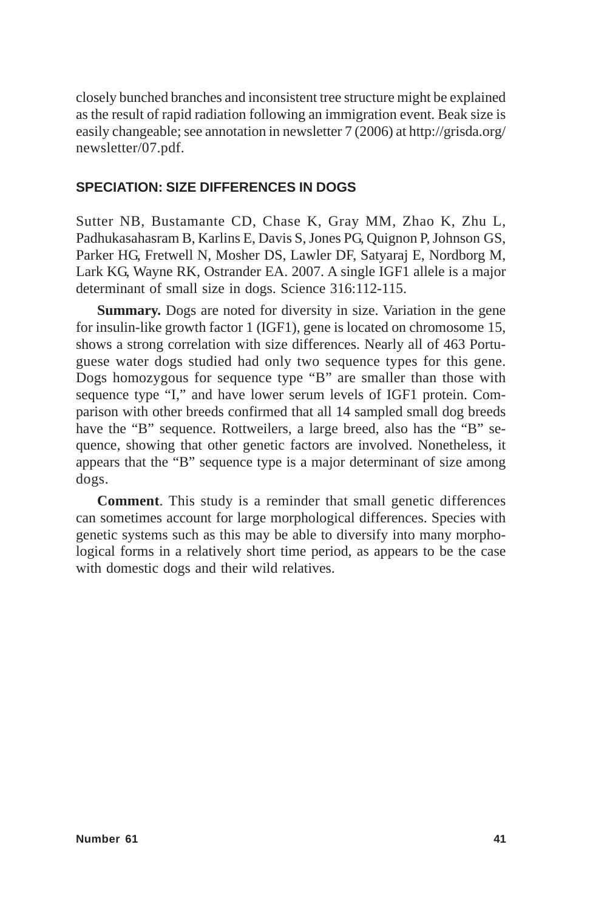closely bunched branches and inconsistent tree structure might be explained as the result of rapid radiation following an immigration event. Beak size is easily changeable; see annotation in newsletter 7 (2006) at http://grisda.org/newsletter/07.pdf.

## SPECIATION: SIZE DIFFERENCES IN DOGS

Sutter NB, Bustamante CD, Chase K, Gray MM, Zhao K, Zhu L, Padhukasahasram B, Karlins E, Davis S, Jones PG, Quignon P, Johnson GS, Parker HG, Fretwell N, Mosher DS, Lawler DF, Satyaraj E, Nordborg M, Lark KG, Wayne RK, Ostrander EA. 2007. A single IGF1 allele is a major determinant of small size in dogs. Science 316:112-115.

**Summary.** Dogs are noted for diversity in size. Variation in the gene for insulin-like growth factor 1 (IGF1), gene is located on chromosome 15, shows a strong correlation with size differences. Nearly all of 463 Portuguese water dogs studied had only two sequence types for this gene. Dogs homozygous for sequence type "B" are smaller than those with sequence type "I," and have lower serum levels of IGF1 protein. Comparison with other breeds confirmed that all 14 sampled small dog breeds have the "B" sequence. Rottweilers, a large breed, also has the "B" sequence, showing that other genetic factors are involved. Nonetheless, it appears that the "B" sequence type is a major determinant of size among dogs.

**Comment**. This study is a reminder that small genetic differences can sometimes account for large morphological differences. Species with genetic systems such as this may be able to diversify into many morphological forms in a relatively short time period, as appears to be the case with domestic dogs and their wild relatives.